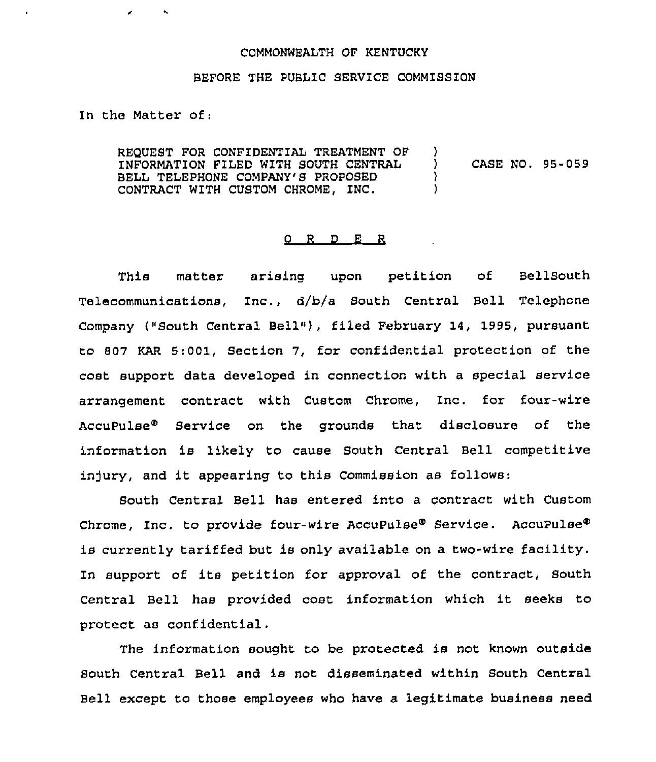COMMONWEALTH OF KENTUCKY

BEFORE THE PUBLIC SERVICE COMMISSION

In the Matter of:

REQUEST FOR CONFIDENTIAL TREATMENT OF INFORMATION FILED WITH SOUTH CENTRAL BELL TELEPHONE COMPANY'S PROPOSED CONTRACT WITH CUSTOM CHROME, INC. ) CASE NO. 95-059

## O R D E R

This matter arising upon petition of BellSouth Telecommunications, Inc., d/b/a South Central Bell Telephone Company ("South Central Bell"), filed February 14, 1995, pursuant to 807 KAR 5:001, Section 7, for confidential protection of the cost support data developed in connection with a special service arrangement contract with Custom Chrome, Inc. for four-wire AccuPulse® Service on the grounds that disclosure of the information is likely to cause South Central Bell competitive injury, and it appearing to this Commission as follows:

South Central Bell has entered into a contract with Custom Chrome, Inc. to provide four-wire AccuPulse® Service. AccuPulse® is currently tariffed but is only available on a two-wire facility. In support of its petition for approval of the contract, South Central Bell has provided cost information which it seeks to protect as confidential.

The information sought to be protected is not known outside South Central Bell and is not disseminated within South Central Bell except to those employees who have a legitimate business need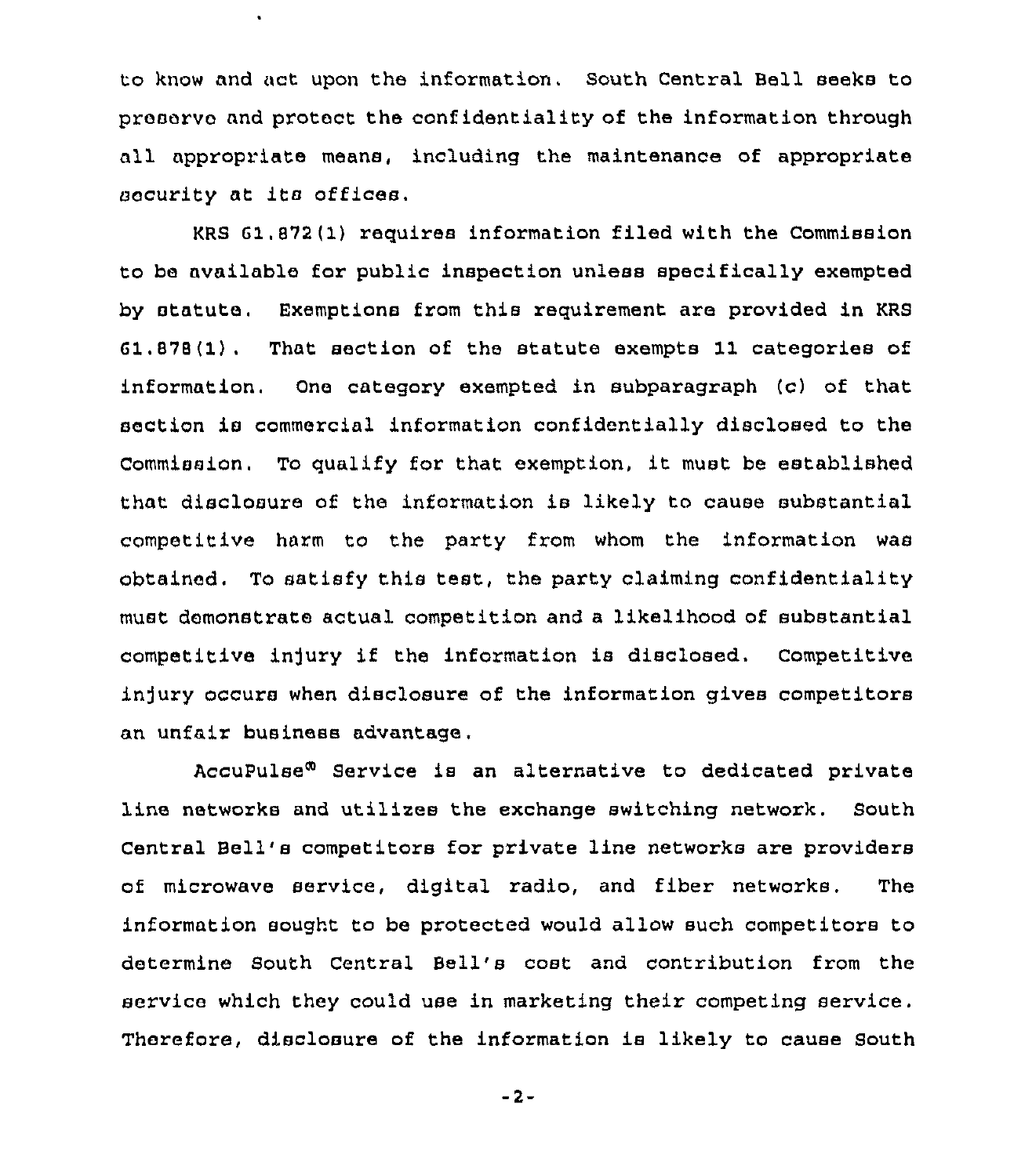to know and act upon the information. South Central Bell seeks to preserve and protect the confidentiality of the information through all appropriate means, including the maintenance of appropriate security at its offices.

KRS 61.872(1) requires information filed with the Commission to be available for public inspection unless specifically exempted by statute. Exemptions from this requirement are provided in KRS 61.878(1). That section of the statute exempts 11 categories of information. One category exempted in subparagraph (c) of that section is commercial information confidentially disclosed to the Commission. To qualify for that exemption, it must be established that disclosure of the information is likely to cause substantial competitive harm to the party from whom the information was obtained. To satisfy this test, the party claiming confidentiality must demonstrate actual competition and a likelihood of substantial competitive injury if the information is disclosed. Competitive injury occurs when disclosure of the information gives competitors an unfair business advantage.

AccuPulse® Service is an alternative to dedicated private line networks and utilizes the exchange switching network. South Central Bell's competitors for private line networks are providers of microwave service, digital radio, and fiber networks. The information sought to be protected would allow such competitors to determine South Central Bell's cost and contribution from the service which they could use in marketing their competing service. Therefore, disclosure of the information is likely to cause South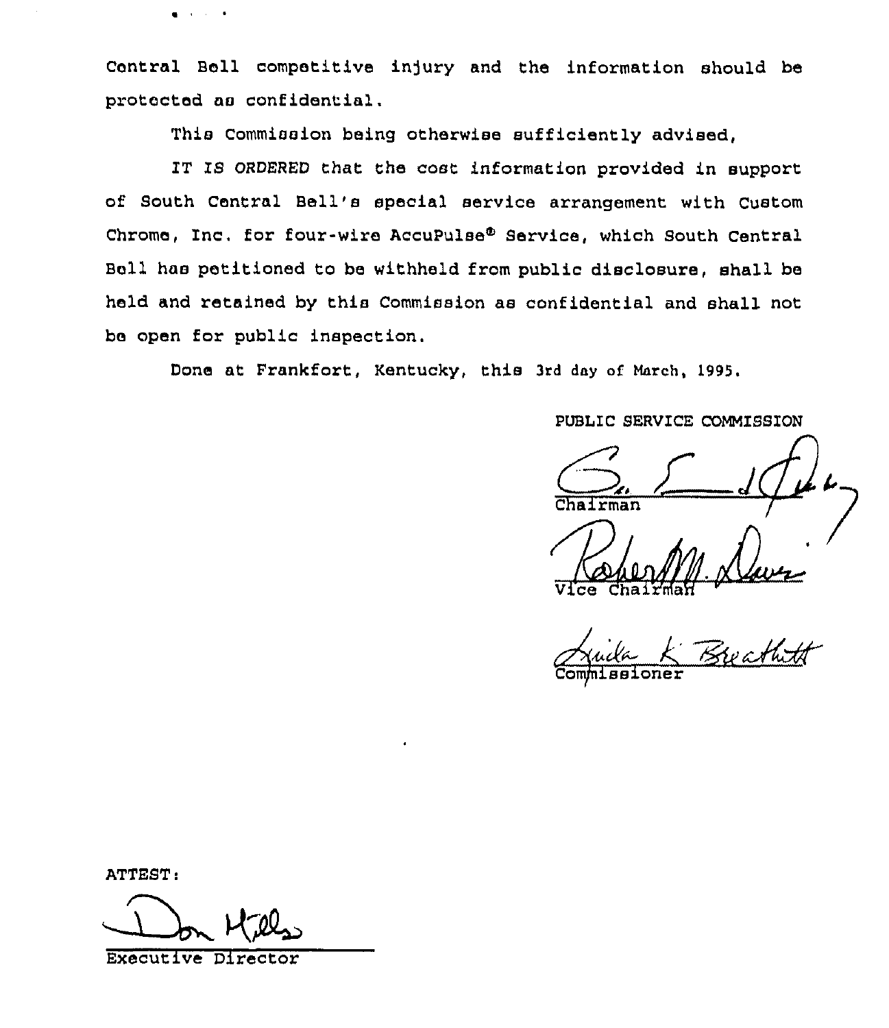Central Bell competitive injury and the information should be protected as confidential.

This Commission being otherwise sufficiently advised,

IT IS ORDERED that the cost information provided in support of South Central Bell's special service arrangement with Custom Chrome, Inc. for four-wire AccuPulse® Service, which South Central Bell has petitioned to be withheld from public disclosure, shall be held and retained by this Commission as confidential and shall not be open for public inspection.

Done at Frankfort, Kentucky, this 3rd day of March, 1995.

PUBLIC SERVICE COMMISSION

Chairman

Vice Chairman

Commissioner

ATTEST:

Executive Director